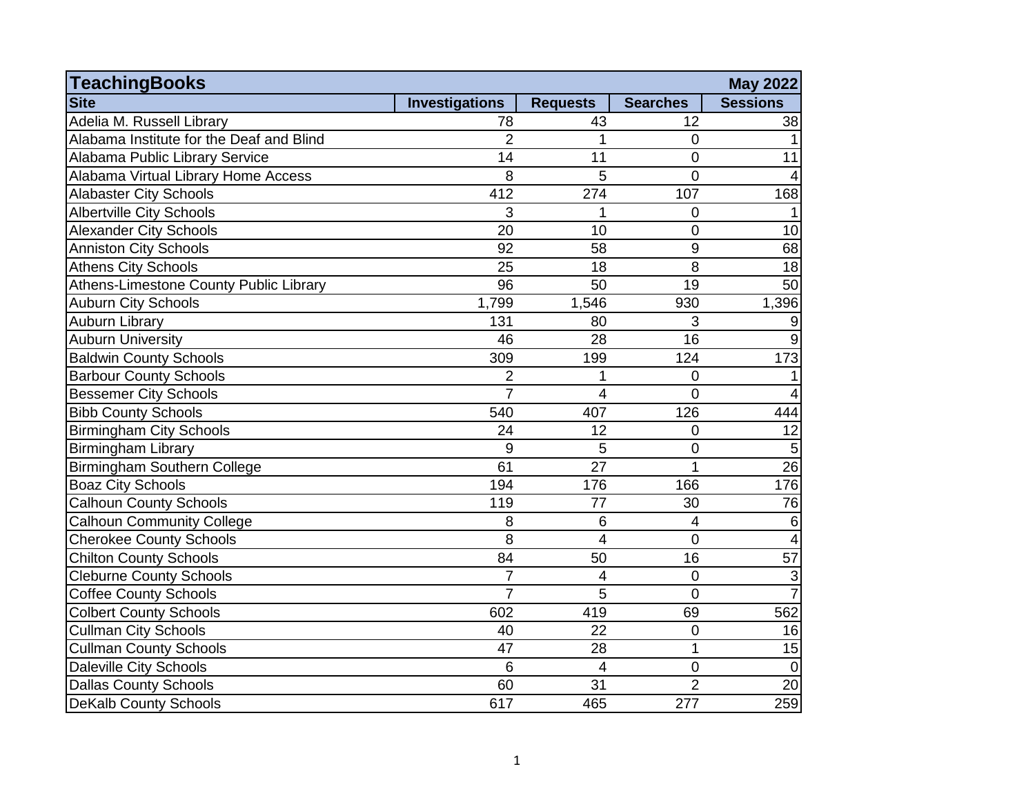| TeachingBooks | | | | May 2022 |
|---|---|---|---|---|
| **Site** | **Investigations** | **Requests** | **Searches** | **Sessions** |
| Adelia M. Russell Library | 78 | 43 | 12 | 38 |
| Alabama Institute for the Deaf and Blind | 2 | 1 | 0 | 1 |
| Alabama Public Library Service | 14 | 11 | 0 | 11 |
| Alabama Virtual Library Home Access | 8 | 5 | 0 | 4 |
| Alabaster City Schools | 412 | 274 | 107 | 168 |
| Albertville City Schools | 3 | 1 | 0 | 1 |
| Alexander City Schools | 20 | 10 | 0 | 10 |
| Anniston City Schools | 92 | 58 | 9 | 68 |
| Athens City Schools | 25 | 18 | 8 | 18 |
| Athens-Limestone County Public Library | 96 | 50 | 19 | 50 |
| Auburn City Schools | 1,799 | 1,546 | 930 | 1,396 |
| Auburn Library | 131 | 80 | 3 | 9 |
| Auburn University | 46 | 28 | 16 | 9 |
| Baldwin County Schools | 309 | 199 | 124 | 173 |
| Barbour County Schools | 2 | 1 | 0 | 1 |
| Bessemer City Schools | 7 | 4 | 0 | 4 |
| Bibb County Schools | 540 | 407 | 126 | 444 |
| Birmingham City Schools | 24 | 12 | 0 | 12 |
| Birmingham Library | 9 | 5 | 0 | 5 |
| Birmingham Southern College | 61 | 27 | 1 | 26 |
| Boaz City Schools | 194 | 176 | 166 | 176 |
| Calhoun County Schools | 119 | 77 | 30 | 76 |
| Calhoun Community College | 8 | 6 | 4 | 6 |
| Cherokee County Schools | 8 | 4 | 0 | 4 |
| Chilton County Schools | 84 | 50 | 16 | 57 |
| Cleburne County Schools | 7 | 4 | 0 | 3 |
| Coffee County Schools | 7 | 5 | 0 | 7 |
| Colbert County Schools | 602 | 419 | 69 | 562 |
| Cullman City Schools | 40 | 22 | 0 | 16 |
| Cullman County Schools | 47 | 28 | 1 | 15 |
| Daleville City Schools | 6 | 4 | 0 | 0 |
| Dallas County Schools | 60 | 31 | 2 | 20 |
| DeKalb County Schools | 617 | 465 | 277 | 259 |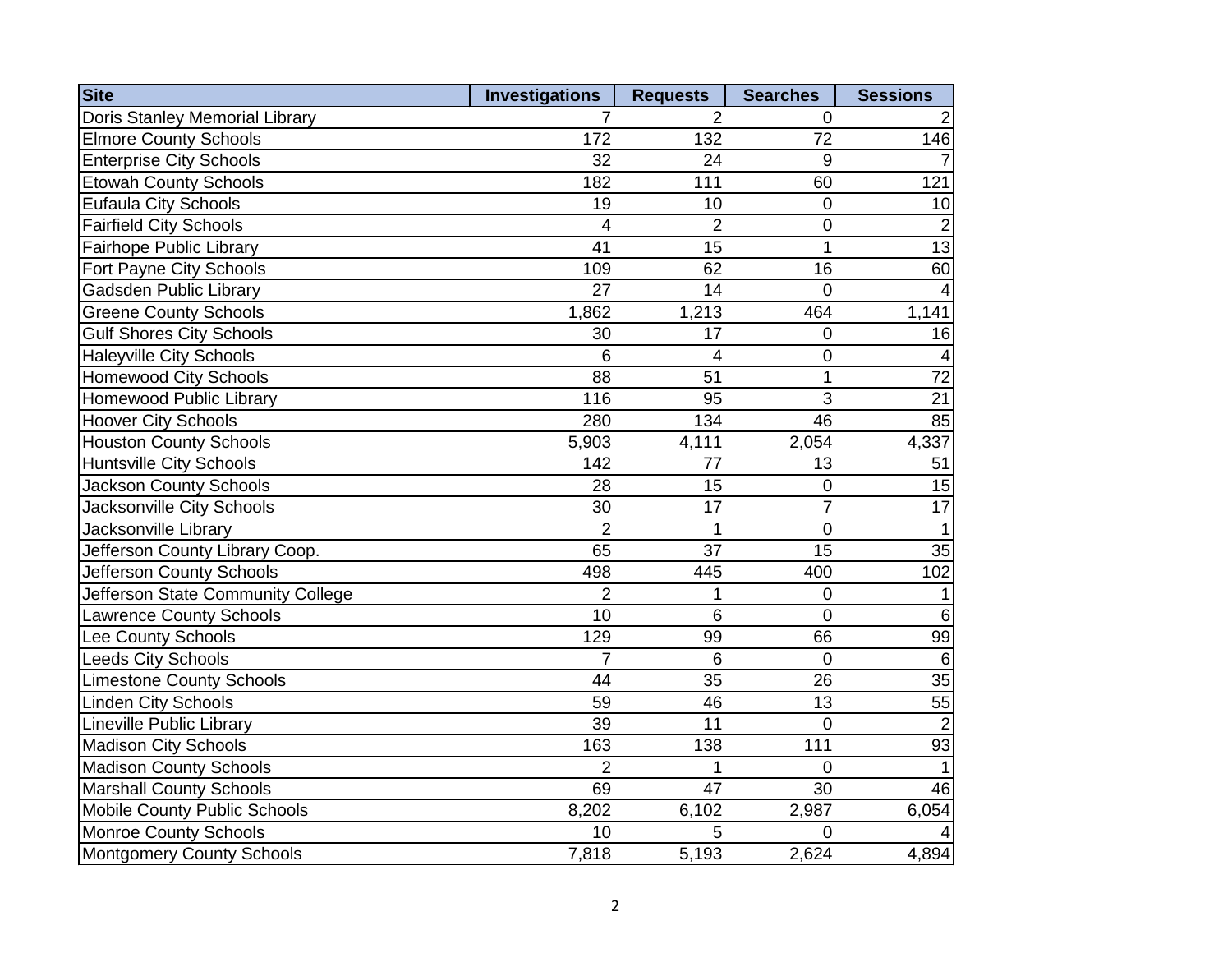| Site | Investigations | Requests | Searches | Sessions |
|---|---|---|---|---|
| Doris Stanley Memorial Library | 7 | 2 | 0 | 2 |
| Elmore County Schools | 172 | 132 | 72 | 146 |
| Enterprise City Schools | 32 | 24 | 9 | 7 |
| Etowah County Schools | 182 | 111 | 60 | 121 |
| Eufaula City Schools | 19 | 10 | 0 | 10 |
| Fairfield City Schools | 4 | 2 | 0 | 2 |
| Fairhope Public Library | 41 | 15 | 1 | 13 |
| Fort Payne City Schools | 109 | 62 | 16 | 60 |
| Gadsden Public Library | 27 | 14 | 0 | 4 |
| Greene County Schools | 1,862 | 1,213 | 464 | 1,141 |
| Gulf Shores City Schools | 30 | 17 | 0 | 16 |
| Haleyville City Schools | 6 | 4 | 0 | 4 |
| Homewood City Schools | 88 | 51 | 1 | 72 |
| Homewood Public Library | 116 | 95 | 3 | 21 |
| Hoover City Schools | 280 | 134 | 46 | 85 |
| Houston County Schools | 5,903 | 4,111 | 2,054 | 4,337 |
| Huntsville City Schools | 142 | 77 | 13 | 51 |
| Jackson County Schools | 28 | 15 | 0 | 15 |
| Jacksonville City Schools | 30 | 17 | 7 | 17 |
| Jacksonville Library | 2 | 1 | 0 | 1 |
| Jefferson County Library Coop. | 65 | 37 | 15 | 35 |
| Jefferson County Schools | 498 | 445 | 400 | 102 |
| Jefferson State Community College | 2 | 1 | 0 | 1 |
| Lawrence County Schools | 10 | 6 | 0 | 6 |
| Lee County Schools | 129 | 99 | 66 | 99 |
| Leeds City Schools | 7 | 6 | 0 | 6 |
| Limestone County Schools | 44 | 35 | 26 | 35 |
| Linden City Schools | 59 | 46 | 13 | 55 |
| Lineville Public Library | 39 | 11 | 0 | 2 |
| Madison City Schools | 163 | 138 | 111 | 93 |
| Madison County Schools | 2 | 1 | 0 | 1 |
| Marshall County Schools | 69 | 47 | 30 | 46 |
| Mobile County Public Schools | 8,202 | 6,102 | 2,987 | 6,054 |
| Monroe County Schools | 10 | 5 | 0 | 4 |
| Montgomery County Schools | 7,818 | 5,193 | 2,624 | 4,894 |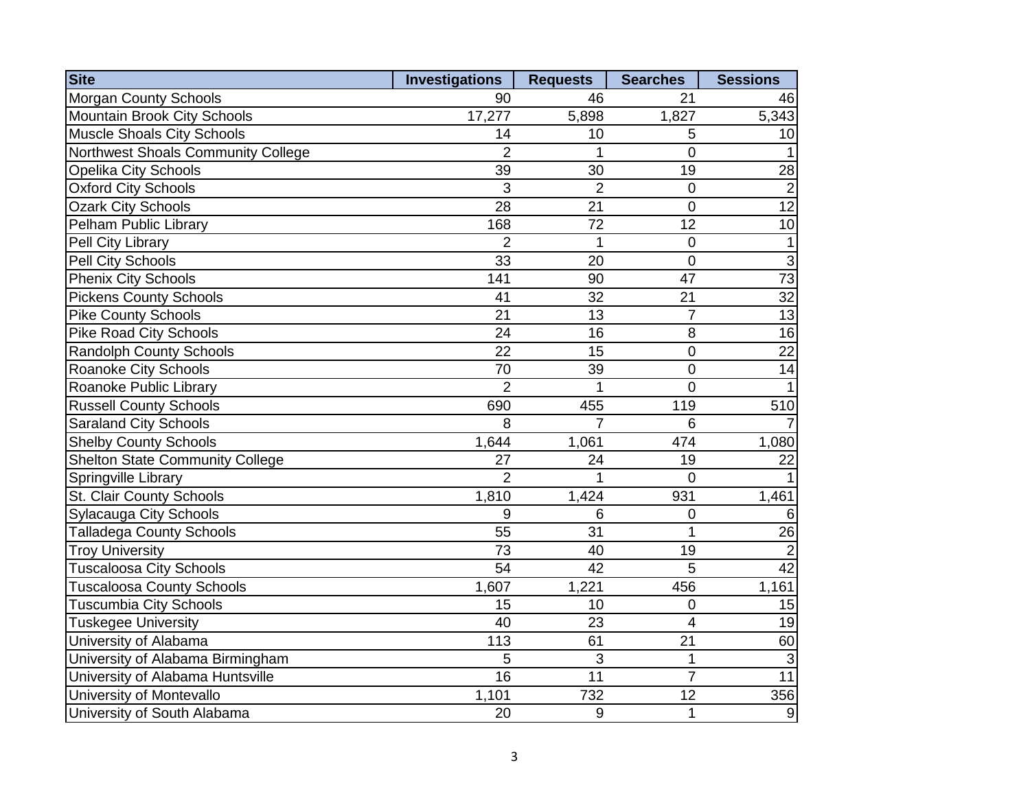| Site | Investigations | Requests | Searches | Sessions |
|---|---|---|---|---|
| Morgan County Schools | 90 | 46 | 21 | 46 |
| Mountain Brook City Schools | 17,277 | 5,898 | 1,827 | 5,343 |
| Muscle Shoals City Schools | 14 | 10 | 5 | 10 |
| Northwest Shoals Community College | 2 | 1 | 0 | 1 |
| Opelika City Schools | 39 | 30 | 19 | 28 |
| Oxford City Schools | 3 | 2 | 0 | 2 |
| Ozark City Schools | 28 | 21 | 0 | 12 |
| Pelham Public Library | 168 | 72 | 12 | 10 |
| Pell City Library | 2 | 1 | 0 | 1 |
| Pell City Schools | 33 | 20 | 0 | 3 |
| Phenix City Schools | 141 | 90 | 47 | 73 |
| Pickens County Schools | 41 | 32 | 21 | 32 |
| Pike County Schools | 21 | 13 | 7 | 13 |
| Pike Road City Schools | 24 | 16 | 8 | 16 |
| Randolph County Schools | 22 | 15 | 0 | 22 |
| Roanoke City Schools | 70 | 39 | 0 | 14 |
| Roanoke Public Library | 2 | 1 | 0 | 1 |
| Russell County Schools | 690 | 455 | 119 | 510 |
| Saraland City Schools | 8 | 7 | 6 | 7 |
| Shelby County Schools | 1,644 | 1,061 | 474 | 1,080 |
| Shelton State Community College | 27 | 24 | 19 | 22 |
| Springville Library | 2 | 1 | 0 | 1 |
| St. Clair County Schools | 1,810 | 1,424 | 931 | 1,461 |
| Sylacauga City Schools | 9 | 6 | 0 | 6 |
| Talladega County Schools | 55 | 31 | 1 | 26 |
| Troy University | 73 | 40 | 19 | 2 |
| Tuscaloosa City Schools | 54 | 42 | 5 | 42 |
| Tuscaloosa County Schools | 1,607 | 1,221 | 456 | 1,161 |
| Tuscumbia City Schools | 15 | 10 | 0 | 15 |
| Tuskegee University | 40 | 23 | 4 | 19 |
| University of Alabama | 113 | 61 | 21 | 60 |
| University of Alabama Birmingham | 5 | 3 | 1 | 3 |
| University of Alabama Huntsville | 16 | 11 | 7 | 11 |
| University of Montevallo | 1,101 | 732 | 12 | 356 |
| University of South Alabama | 20 | 9 | 1 | 9 |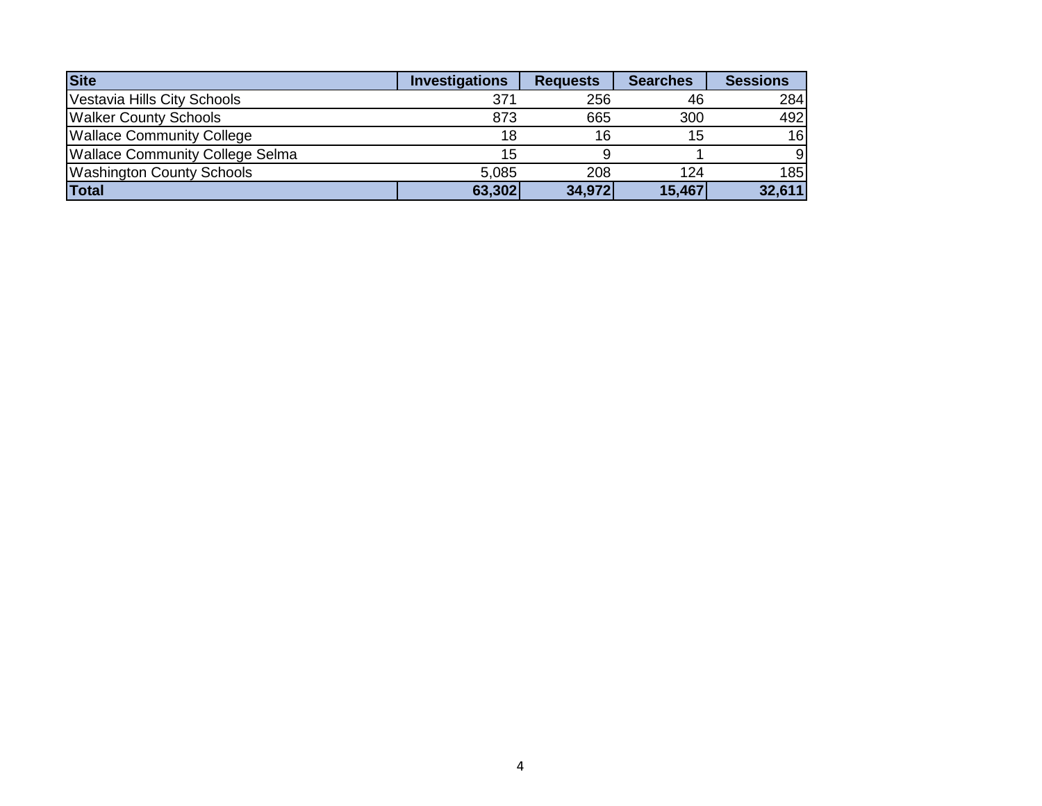| Site | Investigations | Requests | Searches | Sessions |
|---|---|---|---|---|
| Vestavia Hills City Schools | 371 | 256 | 46 | 284 |
| Walker County Schools | 873 | 665 | 300 | 492 |
| Wallace Community College | 18 | 16 | 15 | 16 |
| Wallace Community College Selma | 15 | 9 | 1 | 9 |
| Washington County Schools | 5,085 | 208 | 124 | 185 |
| **Total** | **63,302** | **34,972** | **15,467** | **32,611** |